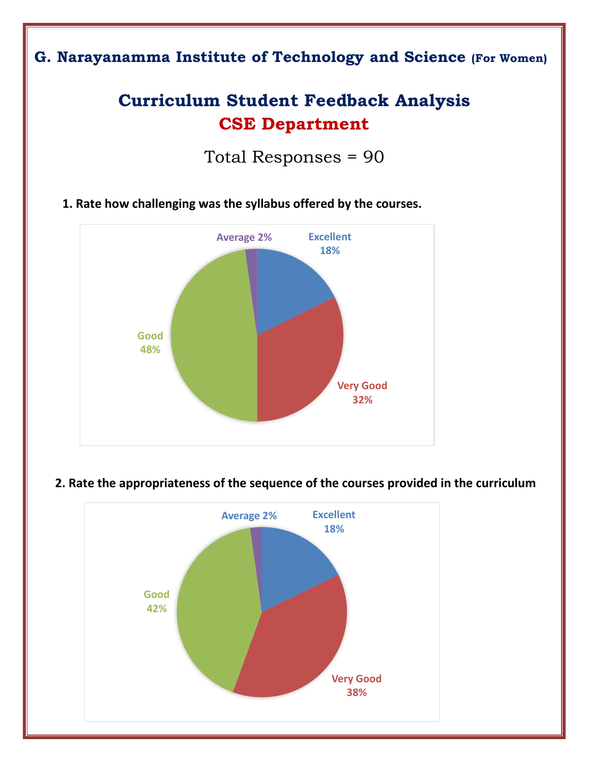## G. Narayanamma Institute of Technology and Science (For Women)

# Curriculum Student Feedback Analysis

## CSE Department

Total Responses = 90

**1. Rate how challenging was the syllabus offered by the courses.**

Average 2%

Excellent 18%

Good 48%

Very Good 32%

**2. Rate the appropriateness of the sequence of the courses provided in the curriculum**

Average 2%

Excellent 18%

Good 42%

Very Good 38%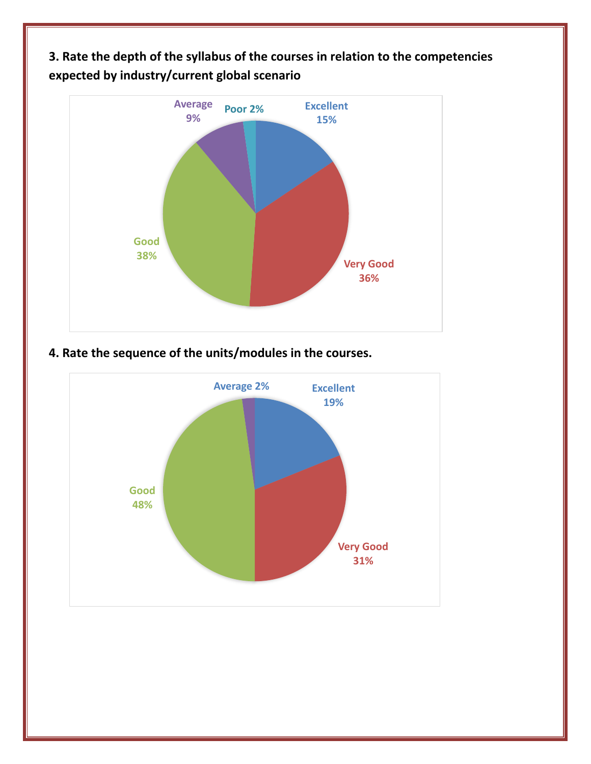**3. Rate the depth of the syllabus of the courses in relation to the competencies expected by industry/current global scenario**

| Rating | Percentage |
| --- | --- |
| Excellent | 15% |
| Very Good | 36% |
| Good | 38% |
| Average | 9% |
| Poor | 2% |

**4. Rate the sequence of the units/modules in the courses.**

| Rating | Percentage |
| --- | --- |
| Excellent | 19% |
| Very Good | 31% |
| Good | 48% |
| Average | 2% |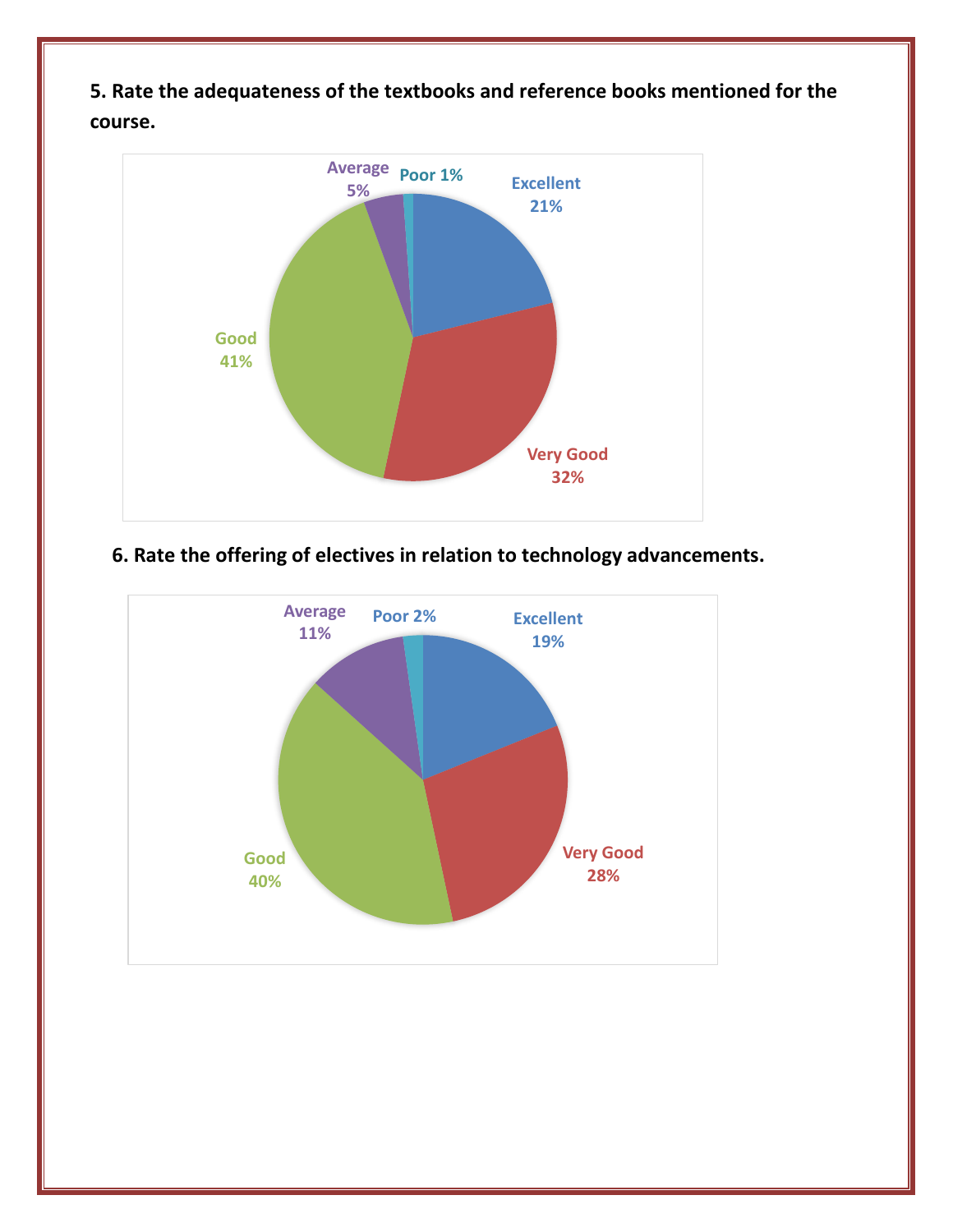**5. Rate the adequateness of the textbooks and reference books mentioned for the course.**

Average 5%

Poor 1%

Excellent 21%

Good 41%

Very Good 32%

**6. Rate the offering of electives in relation to technology advancements.**

Average 11%

Poor 2%

Excellent 19%

Good 40%

Very Good 28%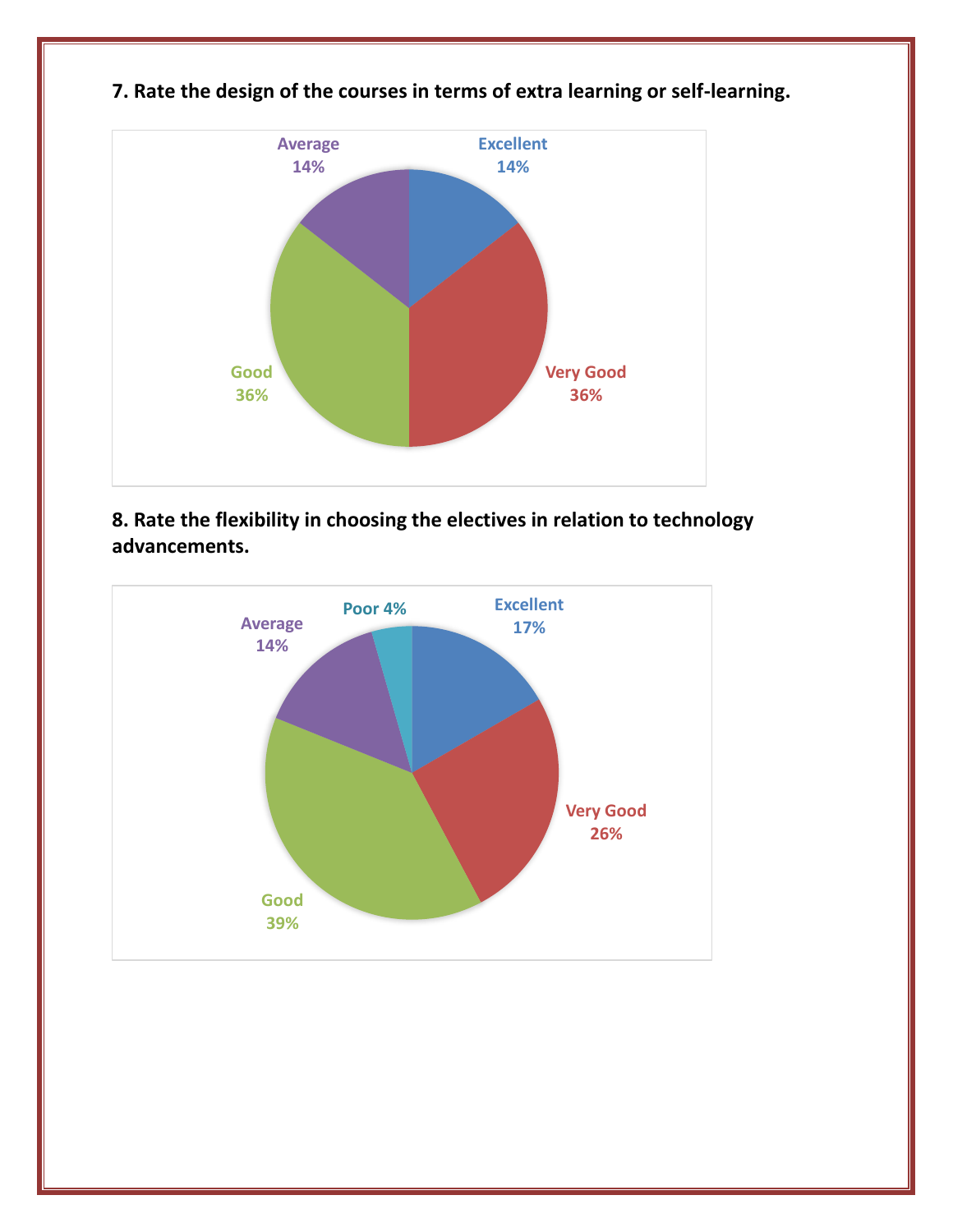**7. Rate the design of the courses in terms of extra learning or self-learning.**

Average 14%

Excellent 14%

Good 36%

Very Good 36%

**8. Rate the flexibility in choosing the electives in relation to technology advancements.**

Poor 4%

Average 14%

Excellent 17%

Very Good 26%

Good 39%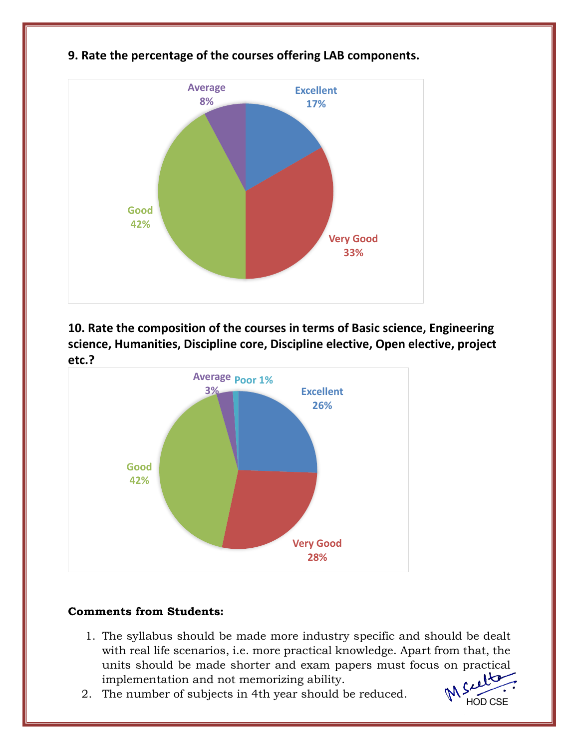**9. Rate the percentage of the courses offering LAB components.**

Average 8%
Excellent 17%
Good 42%
Very Good 33%

**10. Rate the composition of the courses in terms of Basic science, Engineering science, Humanities, Discipline core, Discipline elective, Open elective, project etc.?**

Average 3%
Poor 1%
Excellent 26%
Good 42%
Very Good 28%

**Comments from Students:**

1. The syllabus should be made more industry specific and should be dealt with real life scenarios, i.e. more practical knowledge. Apart from that, the units should be made shorter and exam papers must focus on practical implementation and not memorizing ability.
2. The number of subjects in 4th year should be reduced.

HOD CSE